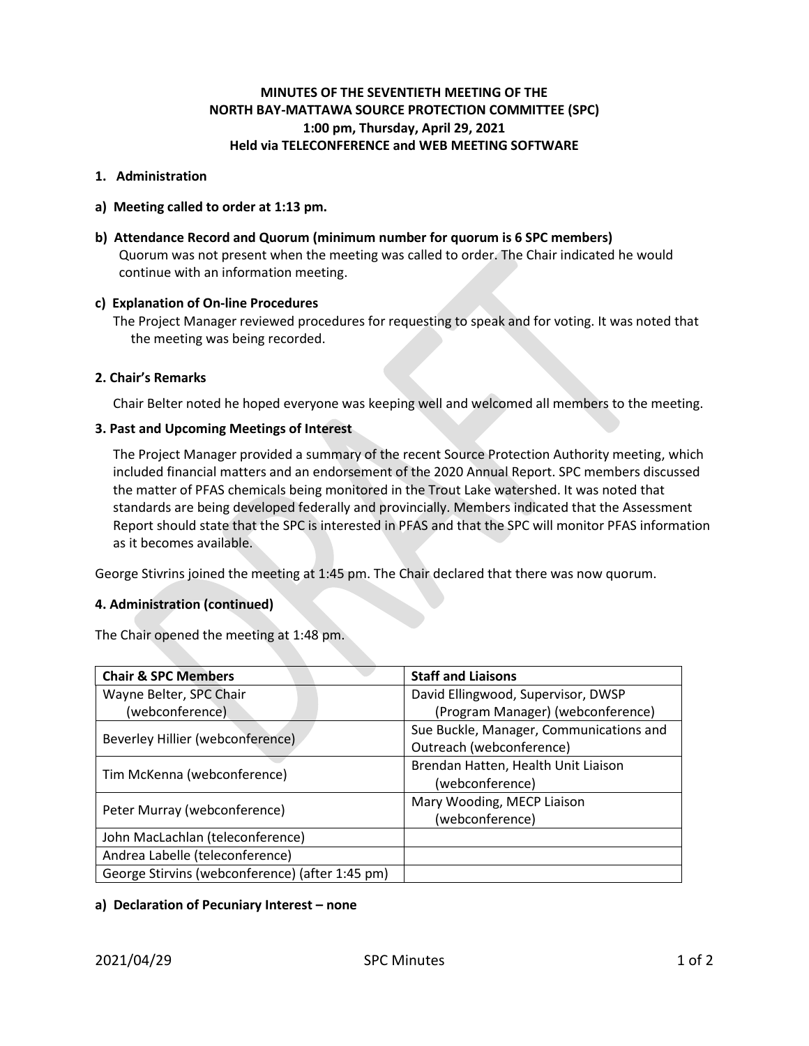# MINUTES OF THE SEVENTIETH MEETING OF THE NORTH BAY-MATTAWA SOURCE PROTECTION COMMITTEE (SPC)
## 1:00 pm, Thursday, April 29, 2021
## Held via TELECONFERENCE and WEB MEETING SOFTWARE

### 1. Administration

**a) Meeting called to order at 1:13 pm.**

**b) Attendance Record and Quorum (minimum number for quorum is 6 SPC members)**

Quorum was not present when the meeting was called to order. The Chair indicated he would continue with an information meeting.

**c) Explanation of On-line Procedures**

The Project Manager reviewed procedures for requesting to speak and for voting. It was noted that the meeting was being recorded.

### 2. Chair's Remarks

Chair Belter noted he hoped everyone was keeping well and welcomed all members to the meeting.

### 3. Past and Upcoming Meetings of Interest

The Project Manager provided a summary of the recent Source Protection Authority meeting, which included financial matters and an endorsement of the 2020 Annual Report. SPC members discussed the matter of PFAS chemicals being monitored in the Trout Lake watershed. It was noted that standards are being developed federally and provincially. Members indicated that the Assessment Report should state that the SPC is interested in PFAS and that the SPC will monitor PFAS information as it becomes available.

George Stivrins joined the meeting at 1:45 pm. The Chair declared that there was now quorum.

### 4. Administration (continued)

The Chair opened the meeting at 1:48 pm.

| Chair & SPC Members | Staff and Liaisons |
|---|---|
| Wayne Belter, SPC Chair (webconference) | David Ellingwood, Supervisor, DWSP (Program Manager) (webconference) |
| Beverley Hillier (webconference) | Sue Buckle, Manager, Communications and Outreach (webconference) |
| Tim McKenna (webconference) | Brendan Hatten, Health Unit Liaison (webconference) |
| Peter Murray (webconference) | Mary Wooding, MECP Liaison (webconference) |
| John MacLachlan (teleconference) | |
| Andrea Labelle (teleconference) | |
| George Stivrins (webconference) (after 1:45 pm) | |

**a) Declaration of Pecuniary Interest – none**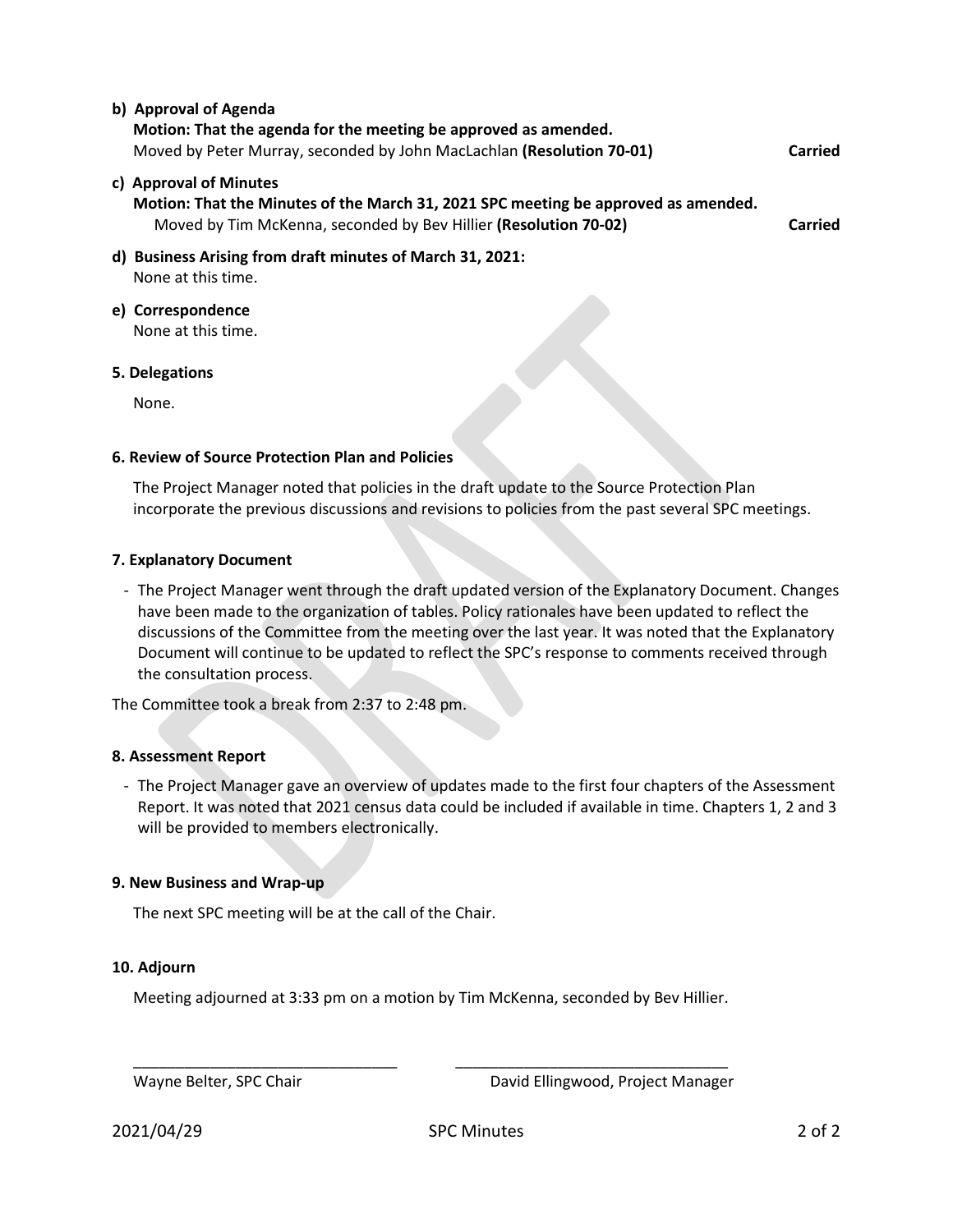**b) Approval of Agenda**

**Motion: That the agenda for the meeting be approved as amended.**

Moved by Peter Murray, seconded by John MacLachlan **(Resolution 70-01)** **Carried**

**c) Approval of Minutes**

**Motion: That the Minutes of the March 31, 2021 SPC meeting be approved as amended.**

Moved by Tim McKenna, seconded by Bev Hillier **(Resolution 70-02)** **Carried**

**d) Business Arising from draft minutes of March 31, 2021:**

None at this time.

**e) Correspondence**

None at this time.

**5. Delegations**

None.

**6. Review of Source Protection Plan and Policies**

The Project Manager noted that policies in the draft update to the Source Protection Plan incorporate the previous discussions and revisions to policies from the past several SPC meetings.

**7. Explanatory Document**

- The Project Manager went through the draft updated version of the Explanatory Document. Changes have been made to the organization of tables. Policy rationales have been updated to reflect the discussions of the Committee from the meeting over the last year. It was noted that the Explanatory Document will continue to be updated to reflect the SPC's response to comments received through the consultation process.

The Committee took a break from 2:37 to 2:48 pm.

**8. Assessment Report**

- The Project Manager gave an overview of updates made to the first four chapters of the Assessment Report. It was noted that 2021 census data could be included if available in time. Chapters 1, 2 and 3 will be provided to members electronically.

**9. New Business and Wrap-up**

The next SPC meeting will be at the call of the Chair.

**10. Adjourn**

Meeting adjourned at 3:33 pm on a motion by Tim McKenna, seconded by Bev Hillier.

\_\_\_\_\_\_\_\_\_\_\_\_\_\_\_\_\_\_\_\_\_\_\_\_\_\_\_\_\_\_\_ \_\_\_\_\_\_\_\_\_\_\_\_\_\_\_\_\_\_\_\_\_\_\_\_\_\_\_\_\_\_\_

Wayne Belter, SPC Chair David Ellingwood, Project Manager